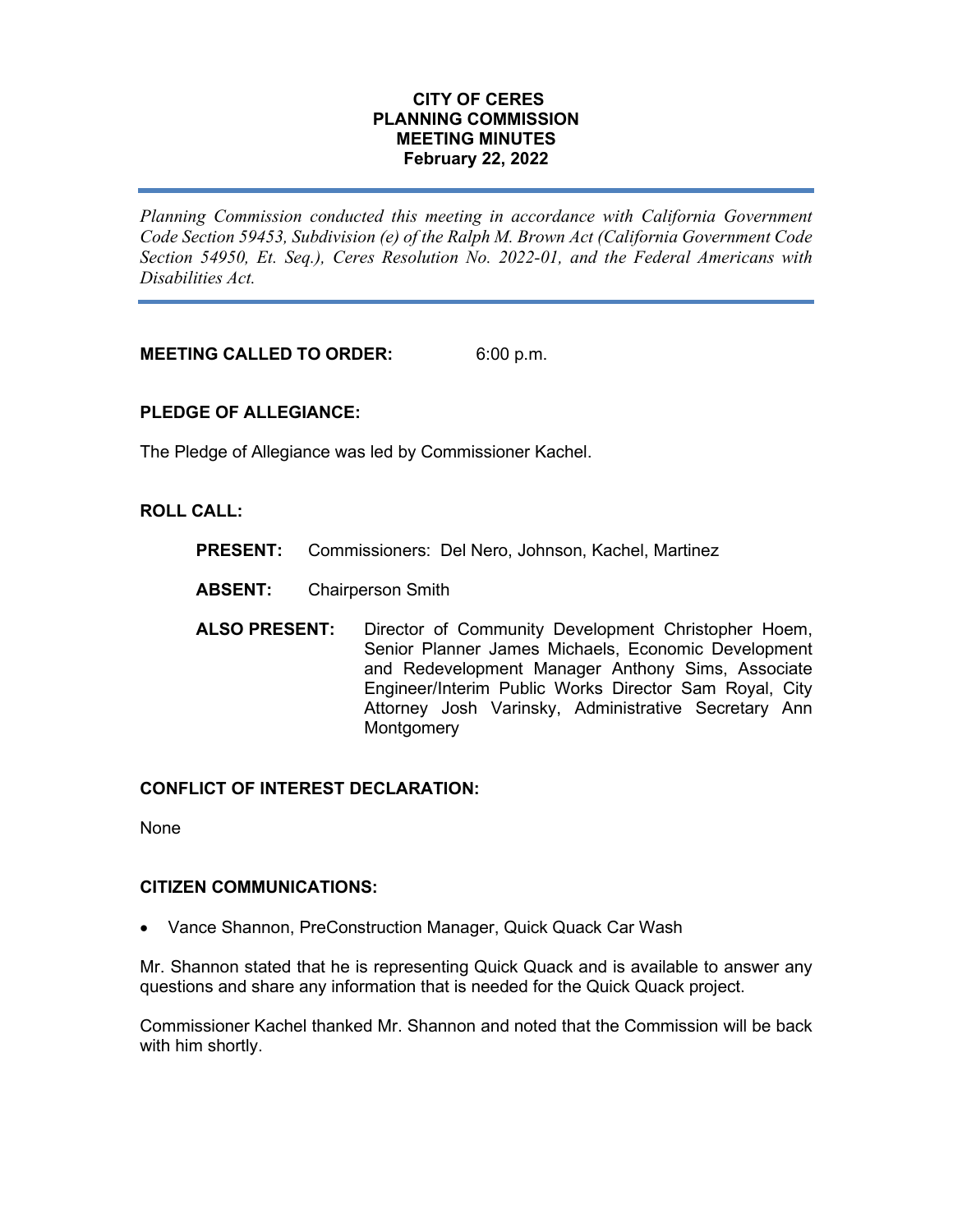# CITY OF CERES
# PLANNING COMMISSION
# MEETING MINUTES
# February 22, 2022

---

*Planning Commission conducted this meeting in accordance with California Government Code Section 59453, Subdivision (e) of the Ralph M. Brown Act (California Government Code Section 54950, Et. Seq.), Ceres Resolution No. 2022-01, and the Federal Americans with Disabilities Act.*

---

**MEETING CALLED TO ORDER:** 6:00 p.m.

**PLEDGE OF ALLEGIANCE:**

The Pledge of Allegiance was led by Commissioner Kachel.

**ROLL CALL:**

**PRESENT:** Commissioners: Del Nero, Johnson, Kachel, Martinez

**ABSENT:** Chairperson Smith

**ALSO PRESENT:** Director of Community Development Christopher Hoem, Senior Planner James Michaels, Economic Development and Redevelopment Manager Anthony Sims, Associate Engineer/Interim Public Works Director Sam Royal, City Attorney Josh Varinsky, Administrative Secretary Ann Montgomery

**CONFLICT OF INTEREST DECLARATION:**

None

**CITIZEN COMMUNICATIONS:**

- Vance Shannon, PreConstruction Manager, Quick Quack Car Wash

Mr. Shannon stated that he is representing Quick Quack and is available to answer any questions and share any information that is needed for the Quick Quack project.

Commissioner Kachel thanked Mr. Shannon and noted that the Commission will be back with him shortly.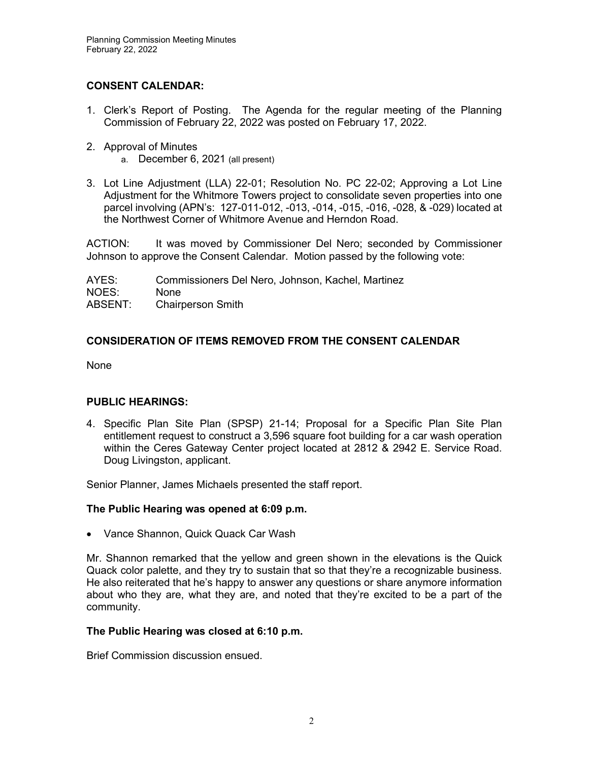**CONSENT CALENDAR:**

1. Clerk's Report of Posting. The Agenda for the regular meeting of the Planning Commission of February 22, 2022 was posted on February 17, 2022.

2. Approval of Minutes
   a. December 6, 2021 (all present)

3. Lot Line Adjustment (LLA) 22-01; Resolution No. PC 22-02; Approving a Lot Line Adjustment for the Whitmore Towers project to consolidate seven properties into one parcel involving (APN's: 127-011-012, -013, -014, -015, -016, -028, & -029) located at the Northwest Corner of Whitmore Avenue and Herndon Road.

ACTION: It was moved by Commissioner Del Nero; seconded by Commissioner Johnson to approve the Consent Calendar. Motion passed by the following vote:

AYES: Commissioners Del Nero, Johnson, Kachel, Martinez
NOES: None
ABSENT: Chairperson Smith

**CONSIDERATION OF ITEMS REMOVED FROM THE CONSENT CALENDAR**

None

**PUBLIC HEARINGS:**

4. Specific Plan Site Plan (SPSP) 21-14; Proposal for a Specific Plan Site Plan entitlement request to construct a 3,596 square foot building for a car wash operation within the Ceres Gateway Center project located at 2812 & 2942 E. Service Road. Doug Livingston, applicant.

Senior Planner, James Michaels presented the staff report.

**The Public Hearing was opened at 6:09 p.m.**

- Vance Shannon, Quick Quack Car Wash

Mr. Shannon remarked that the yellow and green shown in the elevations is the Quick Quack color palette, and they try to sustain that so that they're a recognizable business. He also reiterated that he's happy to answer any questions or share anymore information about who they are, what they are, and noted that they're excited to be a part of the community.

**The Public Hearing was closed at 6:10 p.m.**

Brief Commission discussion ensued.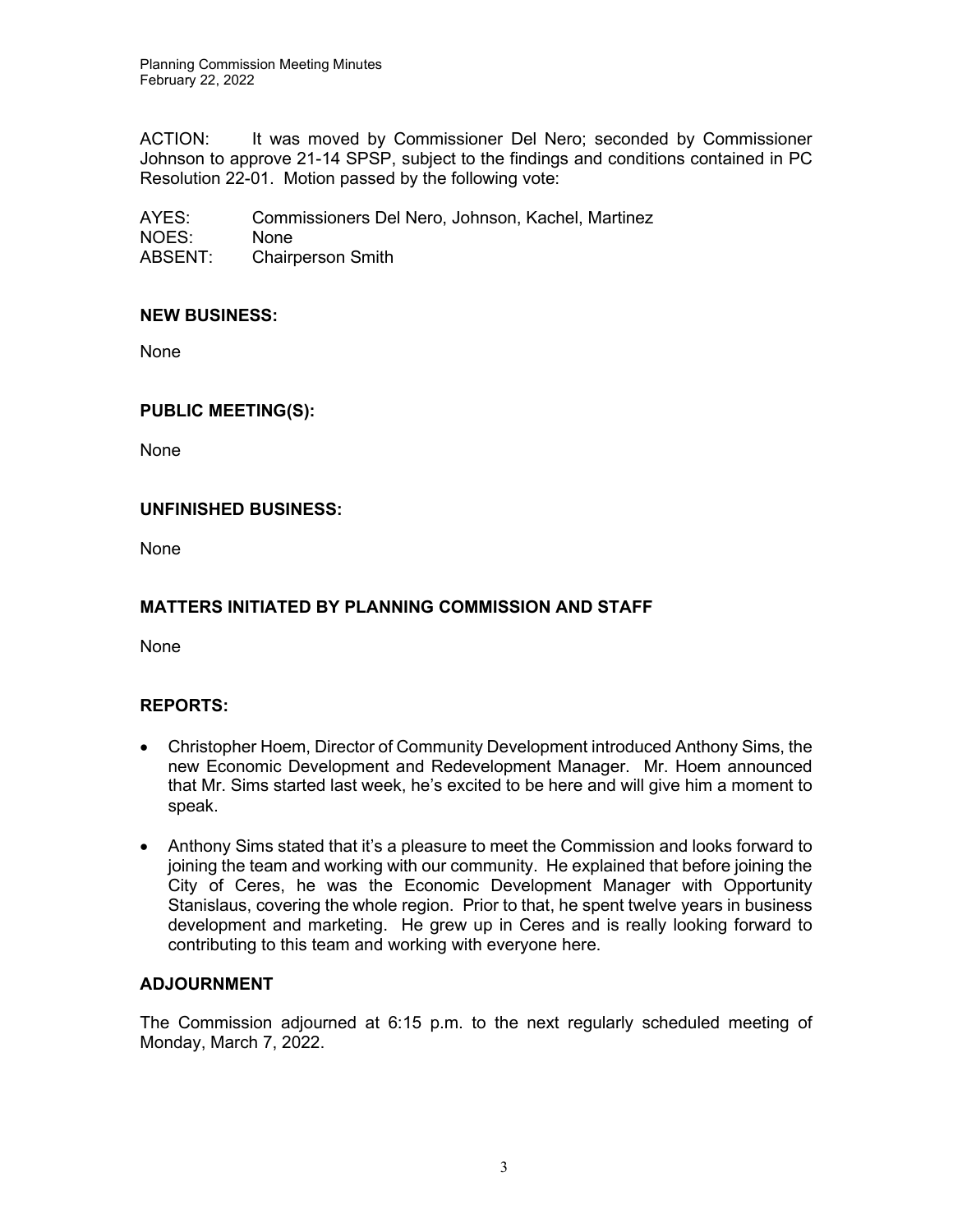ACTION: It was moved by Commissioner Del Nero; seconded by Commissioner Johnson to approve 21-14 SPSP, subject to the findings and conditions contained in PC Resolution 22-01. Motion passed by the following vote:

AYES: Commissioners Del Nero, Johnson, Kachel, Martinez
NOES: None
ABSENT: Chairperson Smith

**NEW BUSINESS:**

None

**PUBLIC MEETING(S):**

None

**UNFINISHED BUSINESS:**

None

**MATTERS INITIATED BY PLANNING COMMISSION AND STAFF**

None

**REPORTS:**

- Christopher Hoem, Director of Community Development introduced Anthony Sims, the new Economic Development and Redevelopment Manager. Mr. Hoem announced that Mr. Sims started last week, he's excited to be here and will give him a moment to speak.
- Anthony Sims stated that it's a pleasure to meet the Commission and looks forward to joining the team and working with our community. He explained that before joining the City of Ceres, he was the Economic Development Manager with Opportunity Stanislaus, covering the whole region. Prior to that, he spent twelve years in business development and marketing. He grew up in Ceres and is really looking forward to contributing to this team and working with everyone here.

**ADJOURNMENT**

The Commission adjourned at 6:15 p.m. to the next regularly scheduled meeting of Monday, March 7, 2022.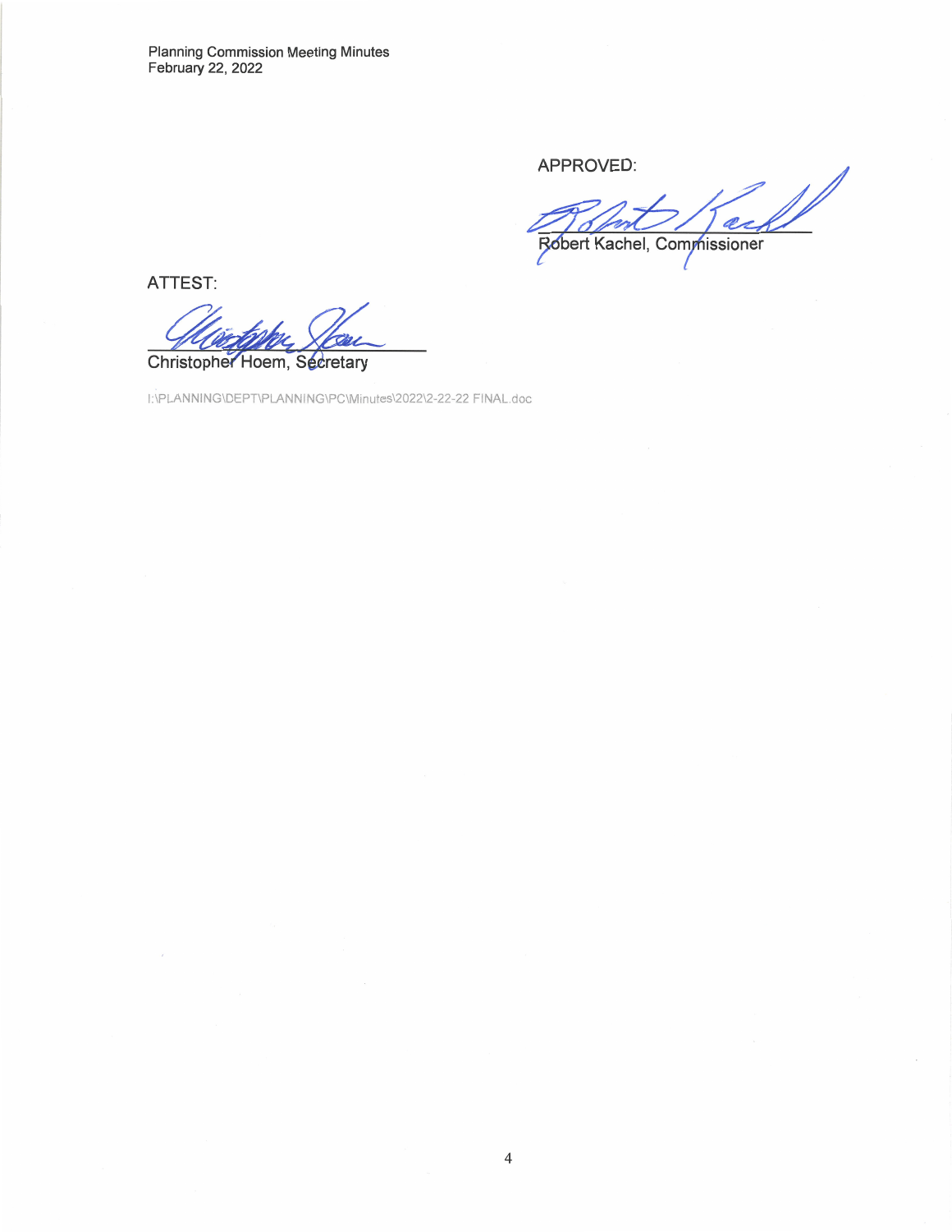APPROVED:

Robert Kachel, Commissioner

ATTEST:

Christopher Hoem, Secretary

I:\PLANNING\DEPT\PLANNING\PC\Minutes\2022\2-22-22 FINAL.doc